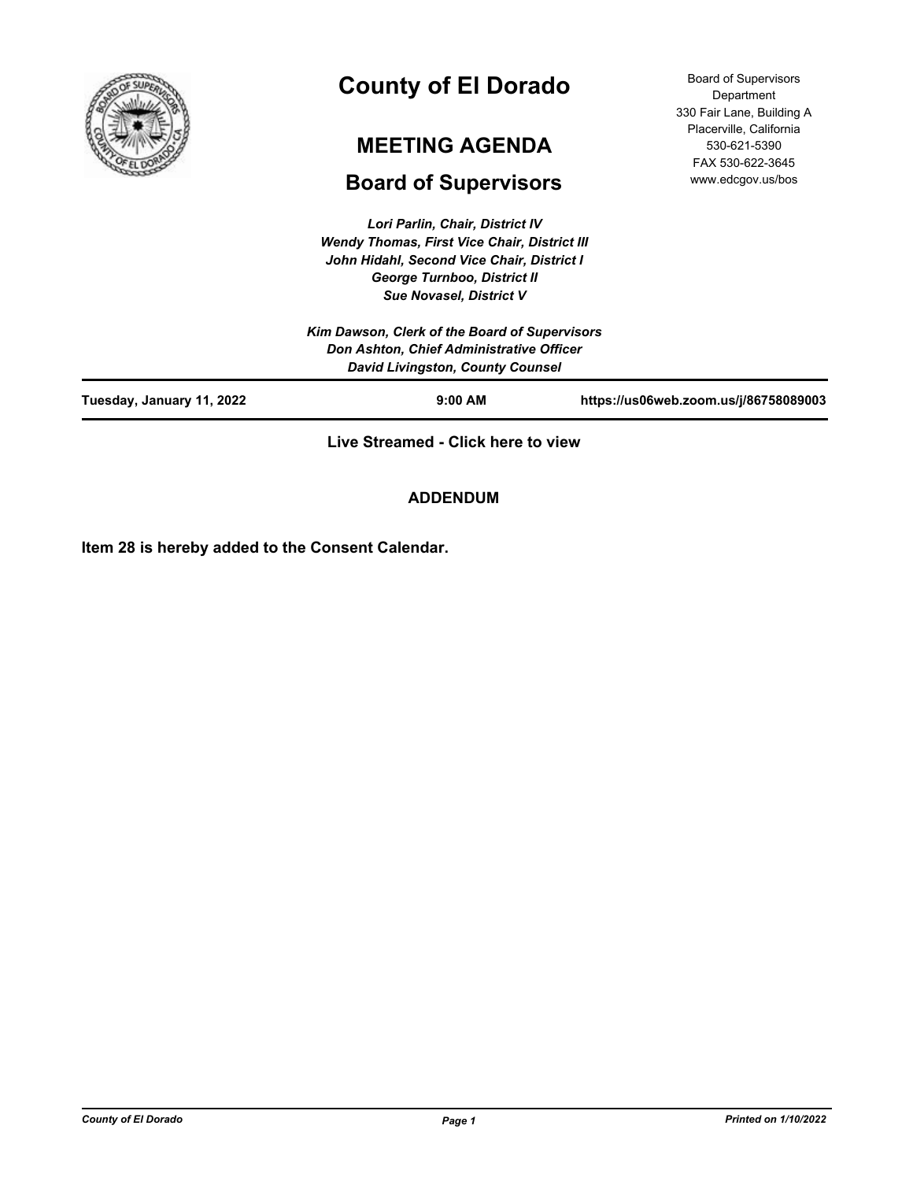# County of El Dorado

## MEETING AGENDA

## Board of Supervisors

Board of Supervisors Department
330 Fair Lane, Building A
Placerville, California
530-621-5390
FAX 530-622-3645
www.edcgov.us/bos

*Lori Parlin, Chair, District IV*
*Wendy Thomas, First Vice Chair, District III*
*John Hidahl, Second Vice Chair, District I*
*George Turnboo, District II*
*Sue Novasel, District V*

*Kim Dawson, Clerk of the Board of Supervisors*
*Don Ashton, Chief Administrative Officer*
*David Livingston, County Counsel*

**Tuesday, January 11, 2022** **9:00 AM** **https://us06web.zoom.us/j/86758089003**

**Live Streamed - Click here to view**

**ADDENDUM**

**Item 28 is hereby added to the Consent Calendar.**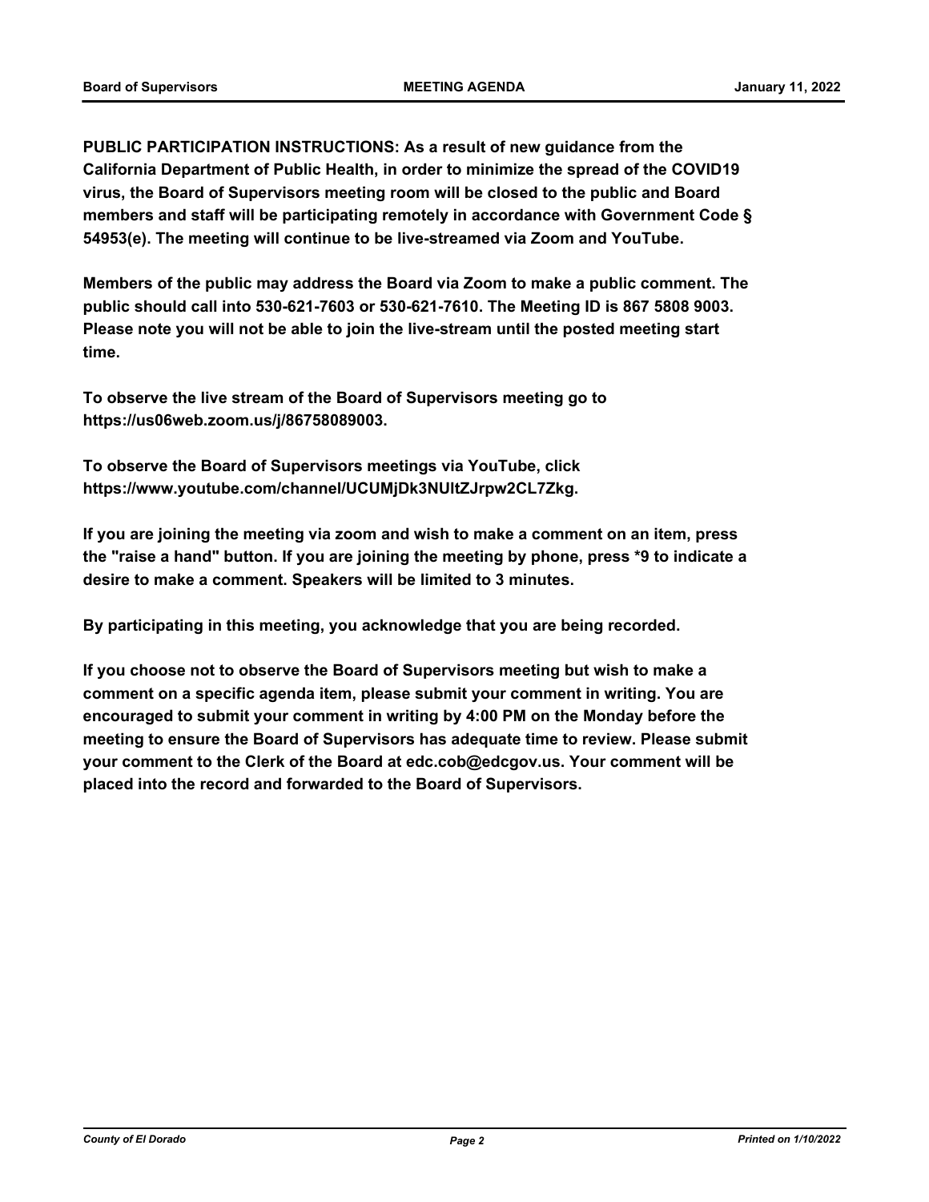**PUBLIC PARTICIPATION INSTRUCTIONS: As a result of new guidance from the California Department of Public Health, in order to minimize the spread of the COVID19 virus, the Board of Supervisors meeting room will be closed to the public and Board members and staff will be participating remotely in accordance with Government Code § 54953(e). The meeting will continue to be live-streamed via Zoom and YouTube.**

**Members of the public may address the Board via Zoom to make a public comment. The public should call into 530-621-7603 or 530-621-7610. The Meeting ID is 867 5808 9003. Please note you will not be able to join the live-stream until the posted meeting start time.**

**To observe the live stream of the Board of Supervisors meeting go to https://us06web.zoom.us/j/86758089003.**

**To observe the Board of Supervisors meetings via YouTube, click https://www.youtube.com/channel/UCUMjDk3NUltZJrpw2CL7Zkg.**

**If you are joining the meeting via zoom and wish to make a comment on an item, press the "raise a hand" button. If you are joining the meeting by phone, press *9 to indicate a desire to make a comment. Speakers will be limited to 3 minutes.**

**By participating in this meeting, you acknowledge that you are being recorded.**

**If you choose not to observe the Board of Supervisors meeting but wish to make a comment on a specific agenda item, please submit your comment in writing. You are encouraged to submit your comment in writing by 4:00 PM on the Monday before the meeting to ensure the Board of Supervisors has adequate time to review. Please submit your comment to the Clerk of the Board at edc.cob@edcgov.us. Your comment will be placed into the record and forwarded to the Board of Supervisors.**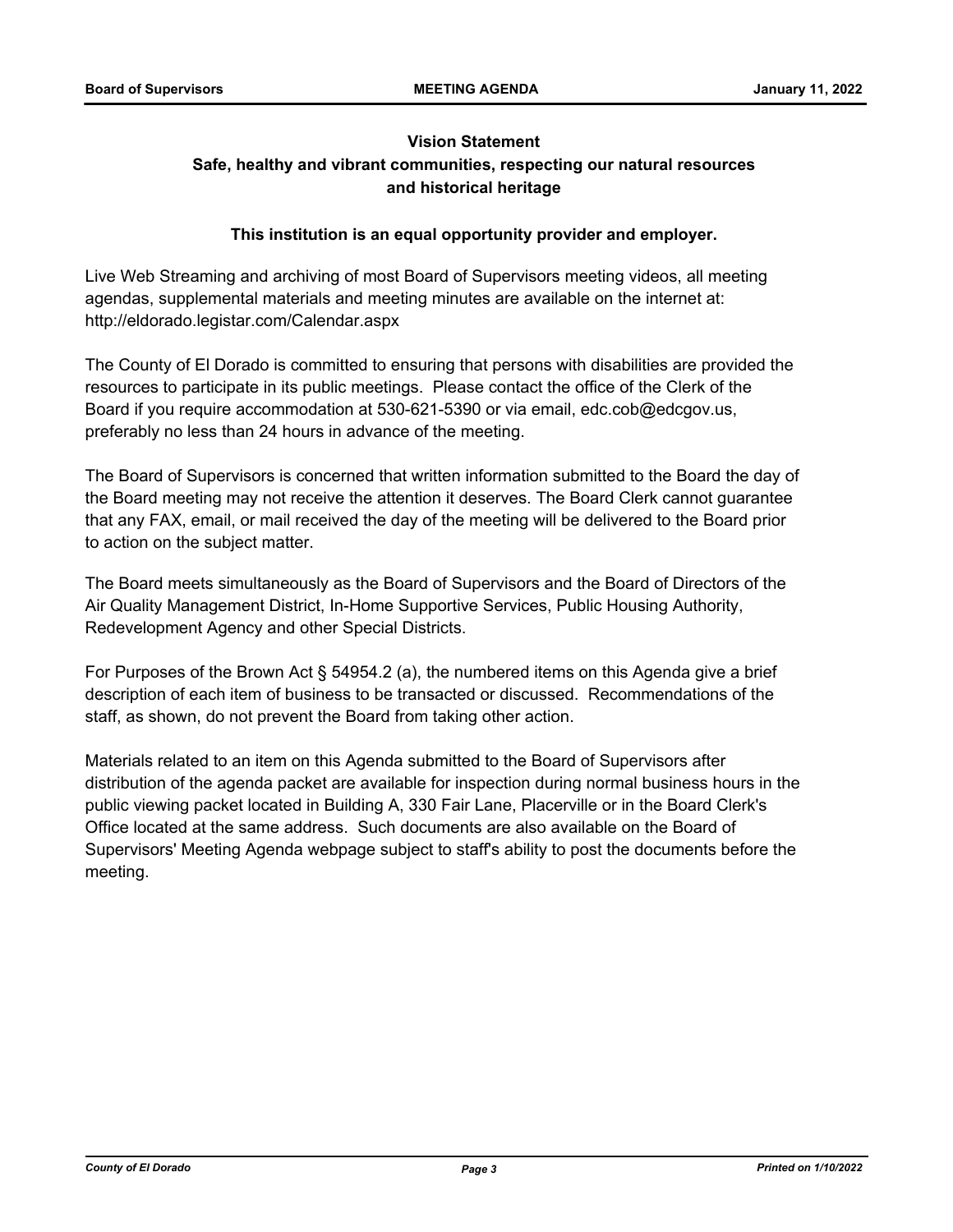**Vision Statement**

**Safe, healthy and vibrant communities, respecting our natural resources and historical heritage**

**This institution is an equal opportunity provider and employer.**

Live Web Streaming and archiving of most Board of Supervisors meeting videos, all meeting agendas, supplemental materials and meeting minutes are available on the internet at: http://eldorado.legistar.com/Calendar.aspx

The County of El Dorado is committed to ensuring that persons with disabilities are provided the resources to participate in its public meetings. Please contact the office of the Clerk of the Board if you require accommodation at 530-621-5390 or via email, edc.cob@edcgov.us, preferably no less than 24 hours in advance of the meeting.

The Board of Supervisors is concerned that written information submitted to the Board the day of the Board meeting may not receive the attention it deserves. The Board Clerk cannot guarantee that any FAX, email, or mail received the day of the meeting will be delivered to the Board prior to action on the subject matter.

The Board meets simultaneously as the Board of Supervisors and the Board of Directors of the Air Quality Management District, In-Home Supportive Services, Public Housing Authority, Redevelopment Agency and other Special Districts.

For Purposes of the Brown Act § 54954.2 (a), the numbered items on this Agenda give a brief description of each item of business to be transacted or discussed. Recommendations of the staff, as shown, do not prevent the Board from taking other action.

Materials related to an item on this Agenda submitted to the Board of Supervisors after distribution of the agenda packet are available for inspection during normal business hours in the public viewing packet located in Building A, 330 Fair Lane, Placerville or in the Board Clerk's Office located at the same address. Such documents are also available on the Board of Supervisors' Meeting Agenda webpage subject to staff's ability to post the documents before the meeting.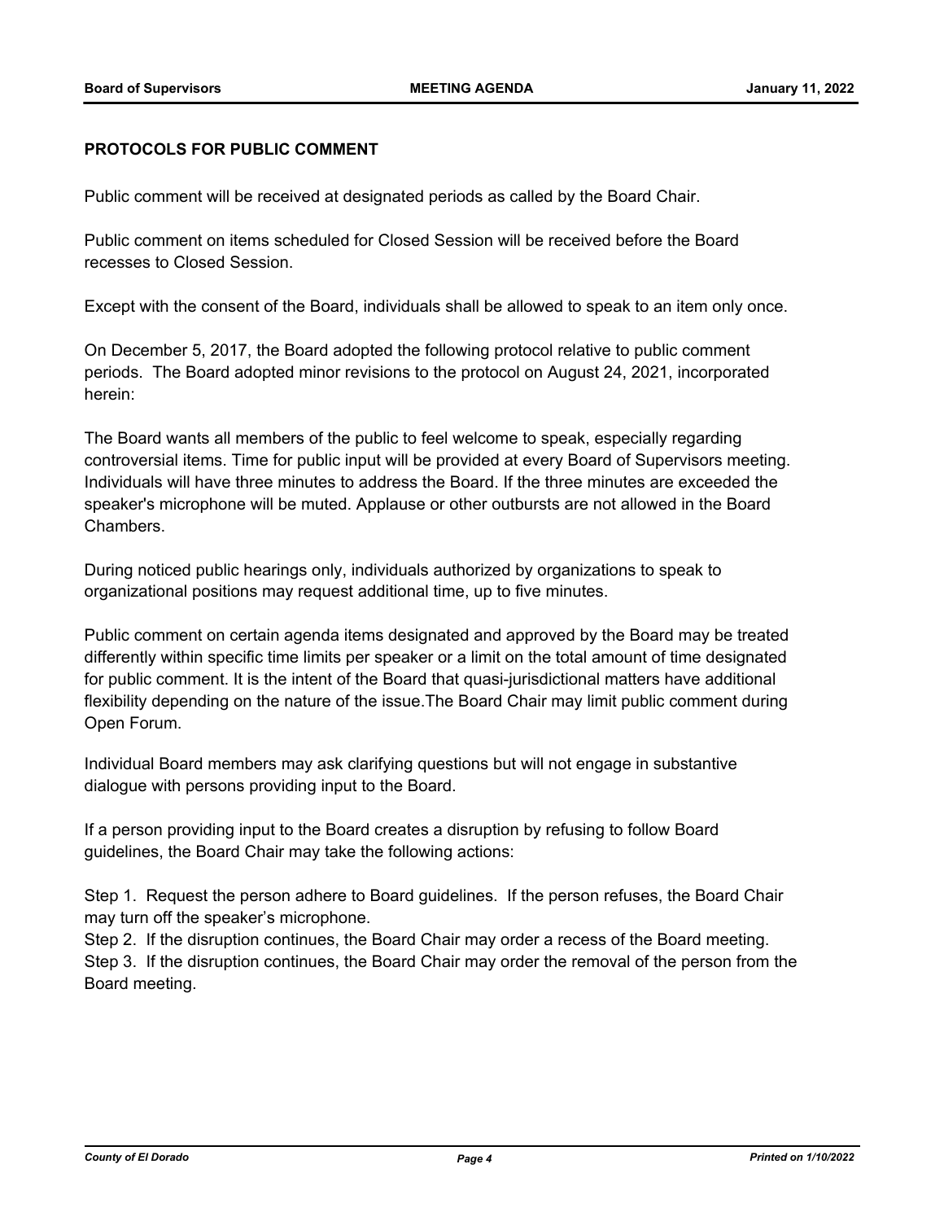**PROTOCOLS FOR PUBLIC COMMENT**

Public comment will be received at designated periods as called by the Board Chair.

Public comment on items scheduled for Closed Session will be received before the Board recesses to Closed Session.

Except with the consent of the Board, individuals shall be allowed to speak to an item only once.

On December 5, 2017, the Board adopted the following protocol relative to public comment periods. The Board adopted minor revisions to the protocol on August 24, 2021, incorporated herein:

The Board wants all members of the public to feel welcome to speak, especially regarding controversial items. Time for public input will be provided at every Board of Supervisors meeting. Individuals will have three minutes to address the Board. If the three minutes are exceeded the speaker's microphone will be muted. Applause or other outbursts are not allowed in the Board Chambers.

During noticed public hearings only, individuals authorized by organizations to speak to organizational positions may request additional time, up to five minutes.

Public comment on certain agenda items designated and approved by the Board may be treated differently within specific time limits per speaker or a limit on the total amount of time designated for public comment. It is the intent of the Board that quasi-jurisdictional matters have additional flexibility depending on the nature of the issue.The Board Chair may limit public comment during Open Forum.

Individual Board members may ask clarifying questions but will not engage in substantive dialogue with persons providing input to the Board.

If a person providing input to the Board creates a disruption by refusing to follow Board guidelines, the Board Chair may take the following actions:

Step 1. Request the person adhere to Board guidelines. If the person refuses, the Board Chair may turn off the speaker's microphone.
Step 2. If the disruption continues, the Board Chair may order a recess of the Board meeting.
Step 3. If the disruption continues, the Board Chair may order the removal of the person from the Board meeting.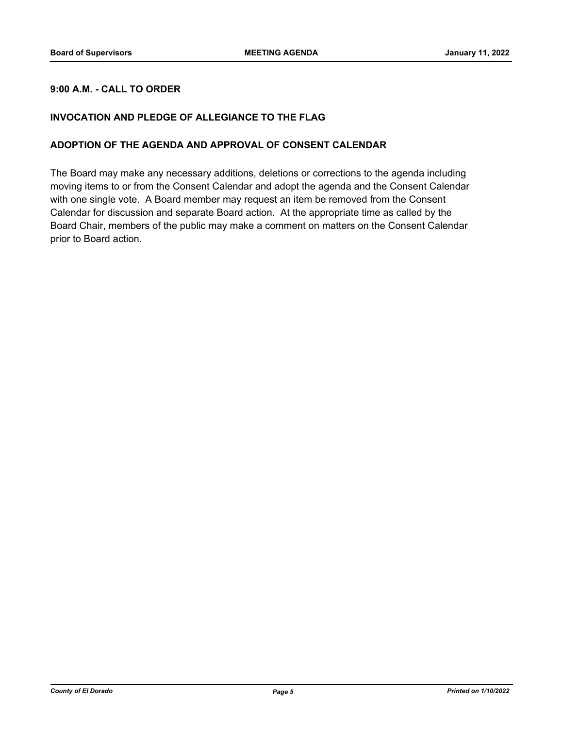**9:00 A.M. - CALL TO ORDER**

**INVOCATION AND PLEDGE OF ALLEGIANCE TO THE FLAG**

**ADOPTION OF THE AGENDA AND APPROVAL OF CONSENT CALENDAR**

The Board may make any necessary additions, deletions or corrections to the agenda including moving items to or from the Consent Calendar and adopt the agenda and the Consent Calendar with one single vote. A Board member may request an item be removed from the Consent Calendar for discussion and separate Board action. At the appropriate time as called by the Board Chair, members of the public may make a comment on matters on the Consent Calendar prior to Board action.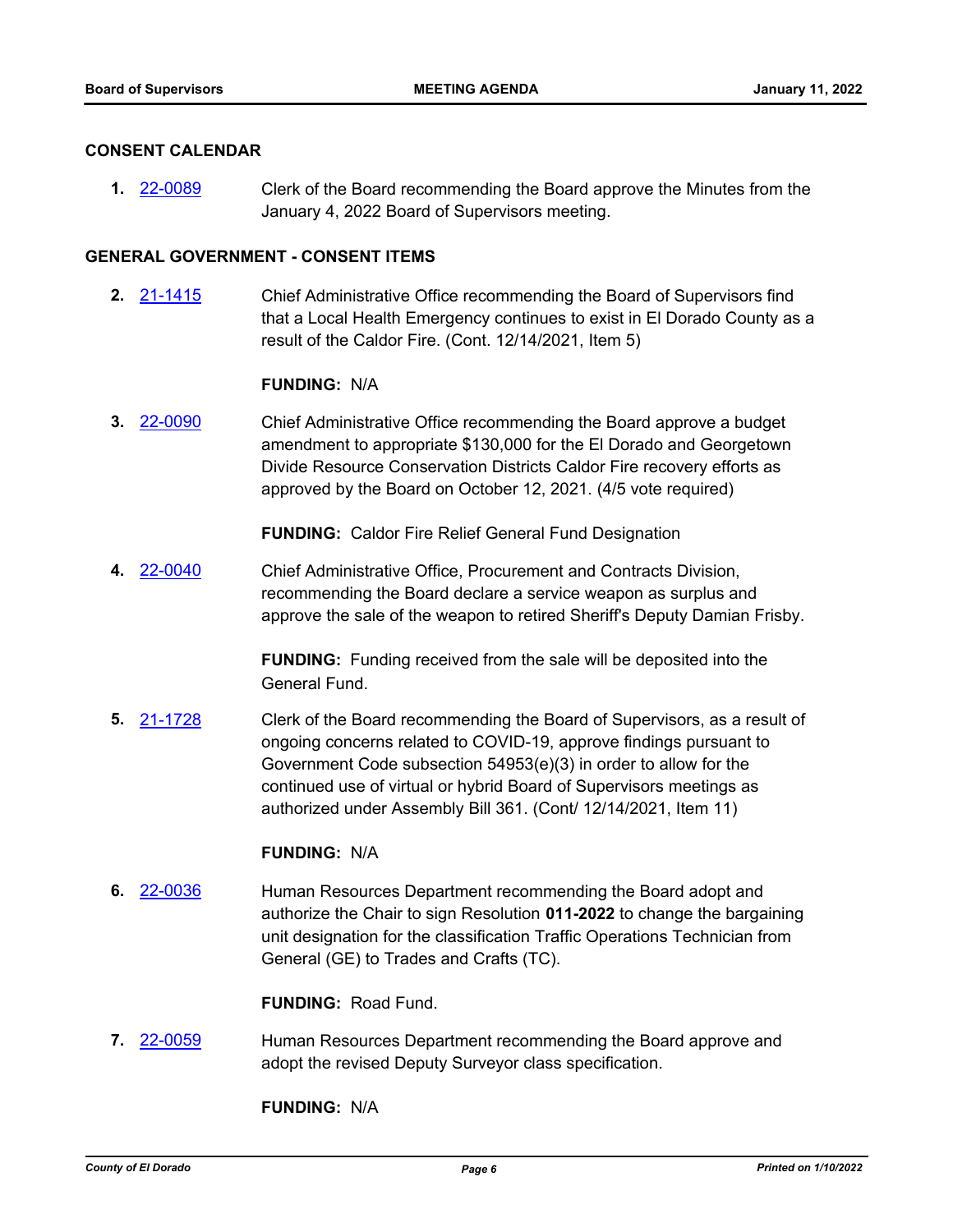## CONSENT CALENDAR

**1.** 22-0089 Clerk of the Board recommending the Board approve the Minutes from the January 4, 2022 Board of Supervisors meeting.

## GENERAL GOVERNMENT - CONSENT ITEMS

**2.** 21-1415 Chief Administrative Office recommending the Board of Supervisors find that a Local Health Emergency continues to exist in El Dorado County as a result of the Caldor Fire. (Cont. 12/14/2021, Item 5)

**FUNDING:** N/A

**3.** 22-0090 Chief Administrative Office recommending the Board approve a budget amendment to appropriate $130,000 for the El Dorado and Georgetown Divide Resource Conservation Districts Caldor Fire recovery efforts as approved by the Board on October 12, 2021. (4/5 vote required)

**FUNDING:** Caldor Fire Relief General Fund Designation

**4.** 22-0040 Chief Administrative Office, Procurement and Contracts Division, recommending the Board declare a service weapon as surplus and approve the sale of the weapon to retired Sheriff's Deputy Damian Frisby.

**FUNDING:** Funding received from the sale will be deposited into the General Fund.

**5.** 21-1728 Clerk of the Board recommending the Board of Supervisors, as a result of ongoing concerns related to COVID-19, approve findings pursuant to Government Code subsection 54953(e)(3) in order to allow for the continued use of virtual or hybrid Board of Supervisors meetings as authorized under Assembly Bill 361. (Cont/ 12/14/2021, Item 11)

**FUNDING:** N/A

**6.** 22-0036 Human Resources Department recommending the Board adopt and authorize the Chair to sign Resolution **011-2022** to change the bargaining unit designation for the classification Traffic Operations Technician from General (GE) to Trades and Crafts (TC).

**FUNDING:** Road Fund.

**7.** 22-0059 Human Resources Department recommending the Board approve and adopt the revised Deputy Surveyor class specification.

**FUNDING:** N/A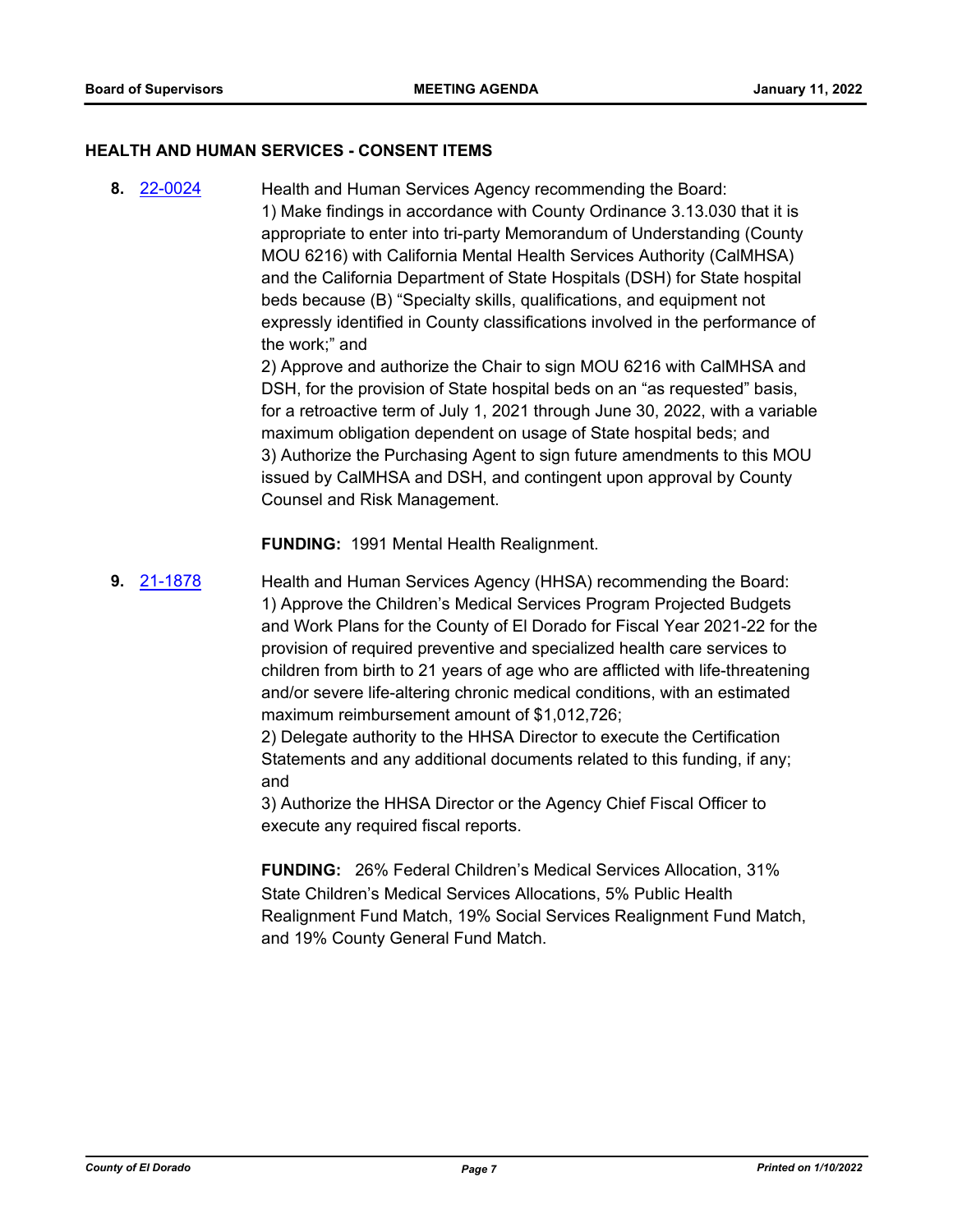## HEALTH AND HUMAN SERVICES - CONSENT ITEMS

**8.** 22-0024

Health and Human Services Agency recommending the Board:
1) Make findings in accordance with County Ordinance 3.13.030 that it is appropriate to enter into tri-party Memorandum of Understanding (County MOU 6216) with California Mental Health Services Authority (CalMHSA) and the California Department of State Hospitals (DSH) for State hospital beds because (B) "Specialty skills, qualifications, and equipment not expressly identified in County classifications involved in the performance of the work;" and
2) Approve and authorize the Chair to sign MOU 6216 with CalMHSA and DSH, for the provision of State hospital beds on an "as requested" basis, for a retroactive term of July 1, 2021 through June 30, 2022, with a variable maximum obligation dependent on usage of State hospital beds; and
3) Authorize the Purchasing Agent to sign future amendments to this MOU issued by CalMHSA and DSH, and contingent upon approval by County Counsel and Risk Management.

**FUNDING:** 1991 Mental Health Realignment.

**9.** 21-1878

Health and Human Services Agency (HHSA) recommending the Board:
1) Approve the Children's Medical Services Program Projected Budgets and Work Plans for the County of El Dorado for Fiscal Year 2021-22 for the provision of required preventive and specialized health care services to children from birth to 21 years of age who are afflicted with life-threatening and/or severe life-altering chronic medical conditions, with an estimated maximum reimbursement amount of $1,012,726;
2) Delegate authority to the HHSA Director to execute the Certification Statements and any additional documents related to this funding, if any; and
3) Authorize the HHSA Director or the Agency Chief Fiscal Officer to execute any required fiscal reports.

**FUNDING:** 26% Federal Children's Medical Services Allocation, 31% State Children's Medical Services Allocations, 5% Public Health Realignment Fund Match, 19% Social Services Realignment Fund Match, and 19% County General Fund Match.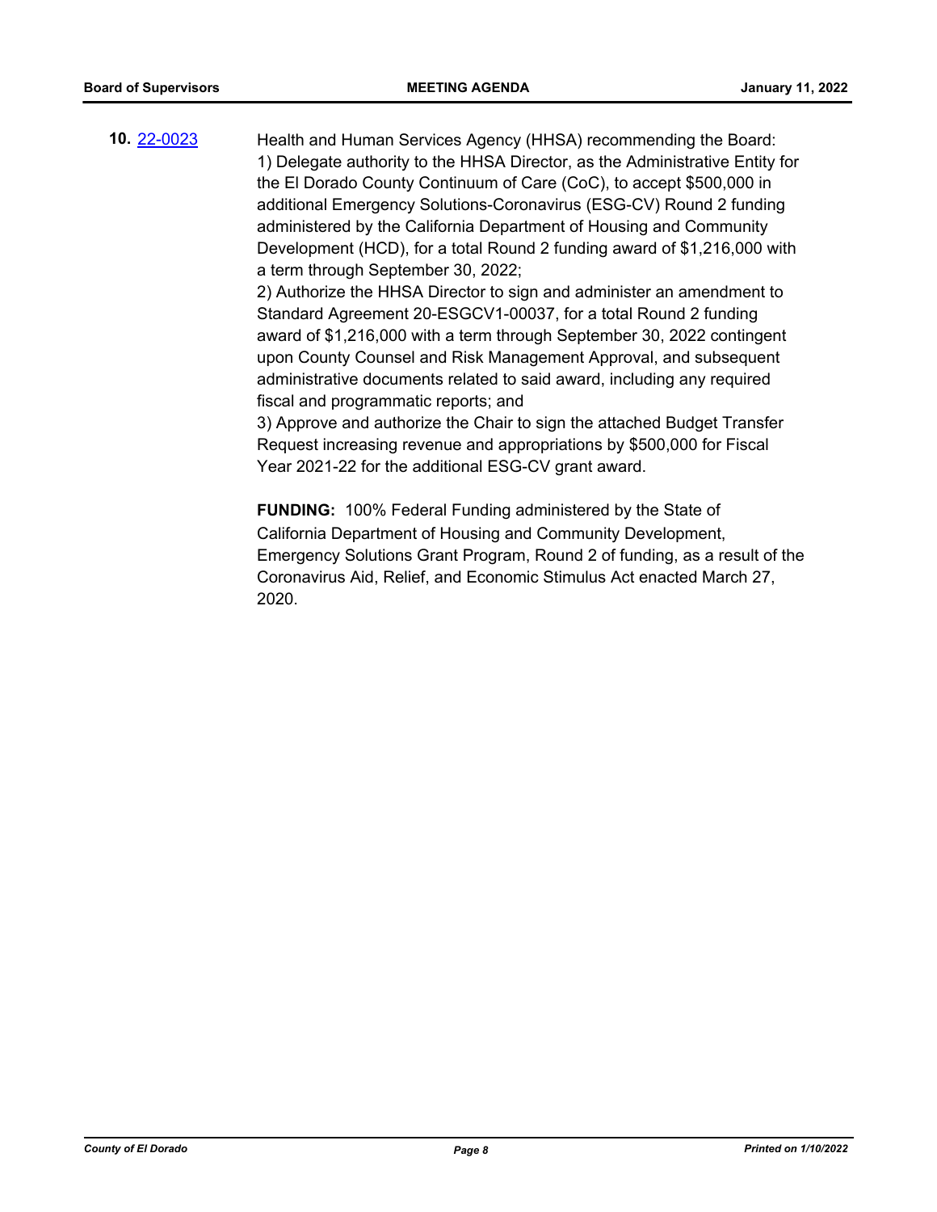**10.** [22-0023]

Health and Human Services Agency (HHSA) recommending the Board:
1) Delegate authority to the HHSA Director, as the Administrative Entity for the El Dorado County Continuum of Care (CoC), to accept $500,000 in additional Emergency Solutions-Coronavirus (ESG-CV) Round 2 funding administered by the California Department of Housing and Community Development (HCD), for a total Round 2 funding award of $1,216,000 with a term through September 30, 2022;
2) Authorize the HHSA Director to sign and administer an amendment to Standard Agreement 20-ESGCV1-00037, for a total Round 2 funding award of $1,216,000 with a term through September 30, 2022 contingent upon County Counsel and Risk Management Approval, and subsequent administrative documents related to said award, including any required fiscal and programmatic reports; and
3) Approve and authorize the Chair to sign the attached Budget Transfer Request increasing revenue and appropriations by $500,000 for Fiscal Year 2021-22 for the additional ESG-CV grant award.

**FUNDING:** 100% Federal Funding administered by the State of California Department of Housing and Community Development, Emergency Solutions Grant Program, Round 2 of funding, as a result of the Coronavirus Aid, Relief, and Economic Stimulus Act enacted March 27, 2020.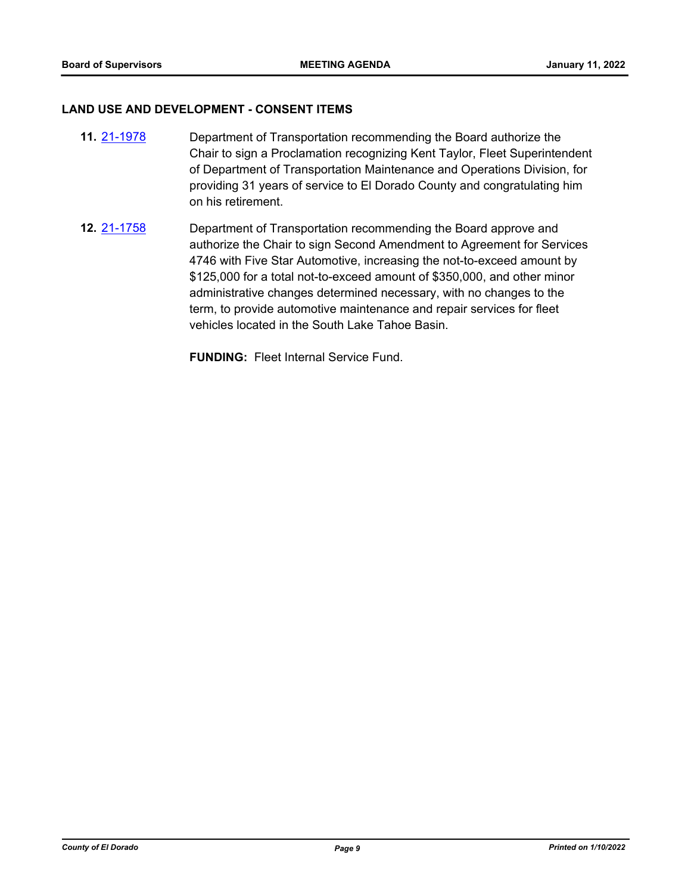## LAND USE AND DEVELOPMENT - CONSENT ITEMS

**11.** 21-1978 Department of Transportation recommending the Board authorize the Chair to sign a Proclamation recognizing Kent Taylor, Fleet Superintendent of Department of Transportation Maintenance and Operations Division, for providing 31 years of service to El Dorado County and congratulating him on his retirement.

**12.** 21-1758 Department of Transportation recommending the Board approve and authorize the Chair to sign Second Amendment to Agreement for Services 4746 with Five Star Automotive, increasing the not-to-exceed amount by $125,000 for a total not-to-exceed amount of $350,000, and other minor administrative changes determined necessary, with no changes to the term, to provide automotive maintenance and repair services for fleet vehicles located in the South Lake Tahoe Basin.

**FUNDING:** Fleet Internal Service Fund.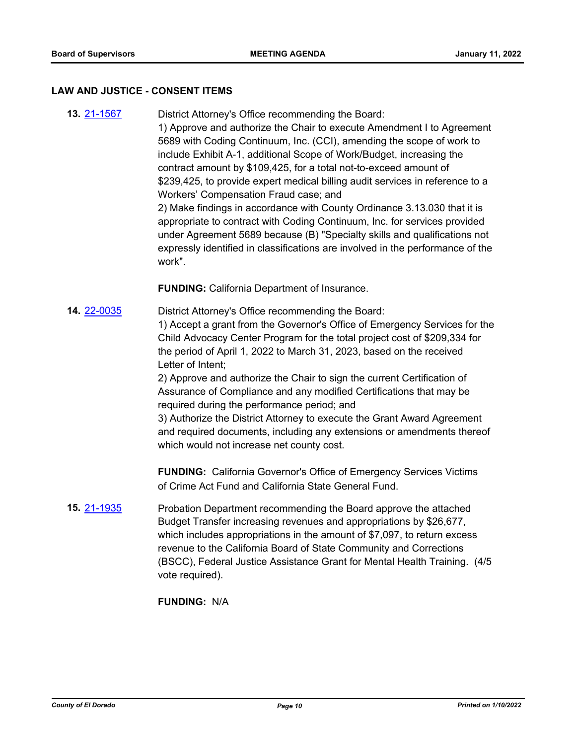## LAW AND JUSTICE - CONSENT ITEMS

**13.** 21-1567

District Attorney's Office recommending the Board:
1) Approve and authorize the Chair to execute Amendment I to Agreement 5689 with Coding Continuum, Inc. (CCI), amending the scope of work to include Exhibit A-1, additional Scope of Work/Budget, increasing the contract amount by $109,425, for a total not-to-exceed amount of $239,425, to provide expert medical billing audit services in reference to a Workers' Compensation Fraud case; and
2) Make findings in accordance with County Ordinance 3.13.030 that it is appropriate to contract with Coding Continuum, Inc. for services provided under Agreement 5689 because (B) "Specialty skills and qualifications not expressly identified in classifications are involved in the performance of the work".

**FUNDING:** California Department of Insurance.

**14.** 22-0035

District Attorney's Office recommending the Board:
1) Accept a grant from the Governor's Office of Emergency Services for the Child Advocacy Center Program for the total project cost of $209,334 for the period of April 1, 2022 to March 31, 2023, based on the received Letter of Intent;
2) Approve and authorize the Chair to sign the current Certification of Assurance of Compliance and any modified Certifications that may be required during the performance period; and
3) Authorize the District Attorney to execute the Grant Award Agreement and required documents, including any extensions or amendments thereof which would not increase net county cost.

**FUNDING:** California Governor's Office of Emergency Services Victims of Crime Act Fund and California State General Fund.

**15.** 21-1935

Probation Department recommending the Board approve the attached Budget Transfer increasing revenues and appropriations by $26,677, which includes appropriations in the amount of $7,097, to return excess revenue to the California Board of State Community and Corrections (BSCC), Federal Justice Assistance Grant for Mental Health Training. (4/5 vote required).

**FUNDING:** N/A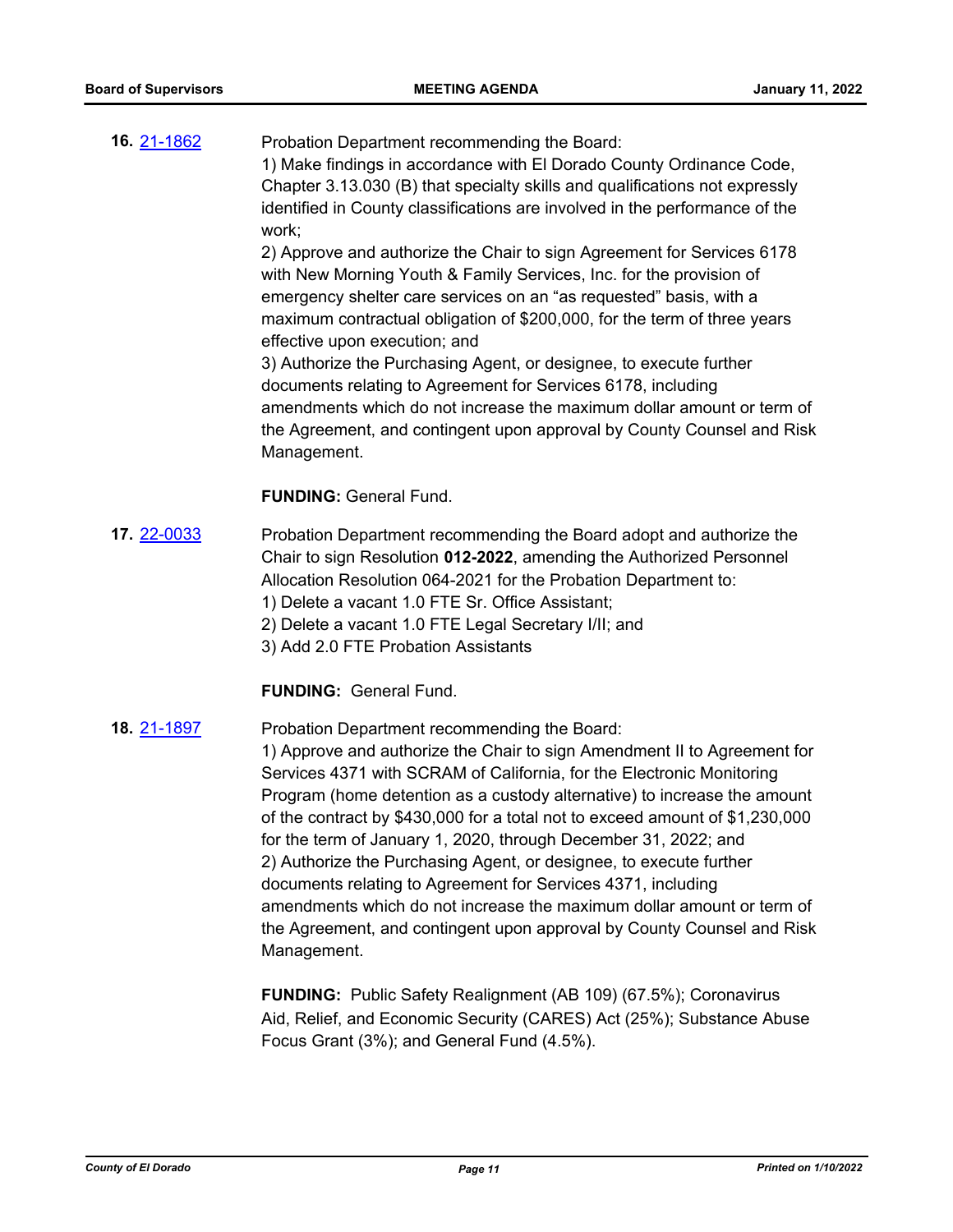**16.** [21-1862](21-1862)

Probation Department recommending the Board:
1) Make findings in accordance with El Dorado County Ordinance Code, Chapter 3.13.030 (B) that specialty skills and qualifications not expressly identified in County classifications are involved in the performance of the work;
2) Approve and authorize the Chair to sign Agreement for Services 6178 with New Morning Youth & Family Services, Inc. for the provision of emergency shelter care services on an "as requested" basis, with a maximum contractual obligation of $200,000, for the term of three years effective upon execution; and
3) Authorize the Purchasing Agent, or designee, to execute further documents relating to Agreement for Services 6178, including amendments which do not increase the maximum dollar amount or term of the Agreement, and contingent upon approval by County Counsel and Risk Management.

**FUNDING:** General Fund.

**17.** [22-0033](22-0033)

Probation Department recommending the Board adopt and authorize the Chair to sign Resolution **012-2022**, amending the Authorized Personnel Allocation Resolution 064-2021 for the Probation Department to:
1) Delete a vacant 1.0 FTE Sr. Office Assistant;
2) Delete a vacant 1.0 FTE Legal Secretary I/II; and
3) Add 2.0 FTE Probation Assistants

**FUNDING:** General Fund.

**18.** [21-1897](21-1897)

Probation Department recommending the Board:
1) Approve and authorize the Chair to sign Amendment II to Agreement for Services 4371 with SCRAM of California, for the Electronic Monitoring Program (home detention as a custody alternative) to increase the amount of the contract by $430,000 for a total not to exceed amount of $1,230,000 for the term of January 1, 2020, through December 31, 2022; and
2) Authorize the Purchasing Agent, or designee, to execute further documents relating to Agreement for Services 4371, including amendments which do not increase the maximum dollar amount or term of the Agreement, and contingent upon approval by County Counsel and Risk Management.

**FUNDING:** Public Safety Realignment (AB 109) (67.5%); Coronavirus Aid, Relief, and Economic Security (CARES) Act (25%); Substance Abuse Focus Grant (3%); and General Fund (4.5%).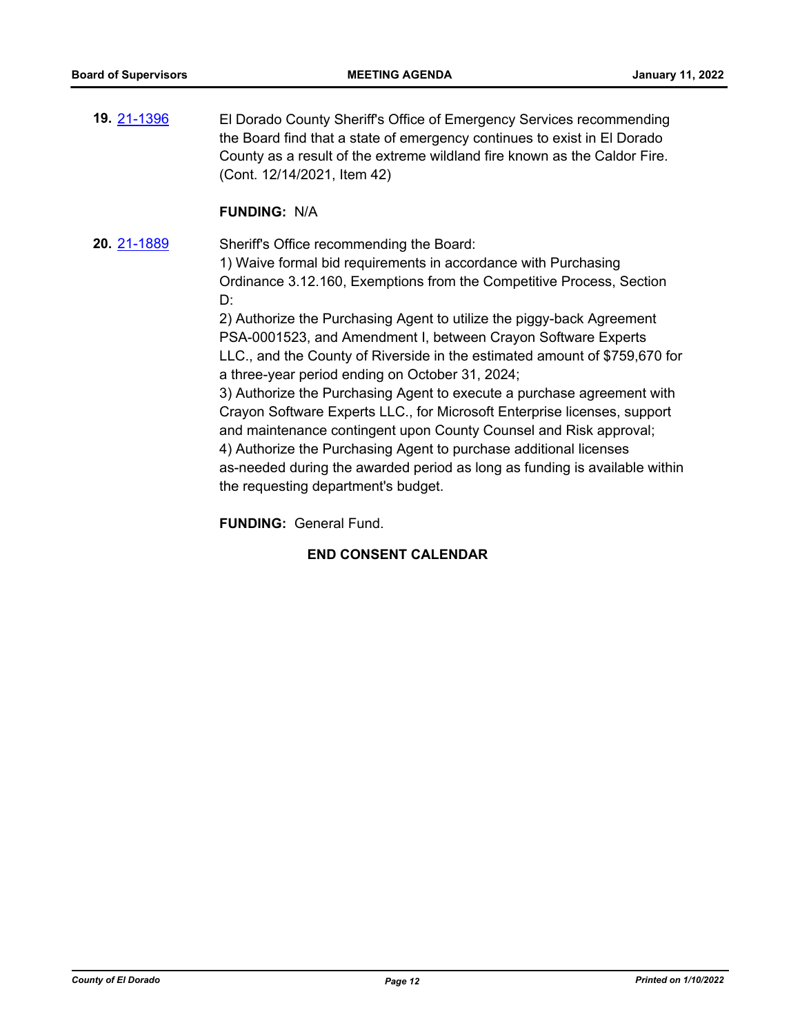**19.** 21-1396 El Dorado County Sheriff's Office of Emergency Services recommending the Board find that a state of emergency continues to exist in El Dorado County as a result of the extreme wildland fire known as the Caldor Fire. (Cont. 12/14/2021, Item 42)

**FUNDING:** N/A

**20.** 21-1889 Sheriff's Office recommending the Board:
1) Waive formal bid requirements in accordance with Purchasing Ordinance 3.12.160, Exemptions from the Competitive Process, Section D:
2) Authorize the Purchasing Agent to utilize the piggy-back Agreement PSA-0001523, and Amendment I, between Crayon Software Experts LLC., and the County of Riverside in the estimated amount of $759,670 for a three-year period ending on October 31, 2024;
3) Authorize the Purchasing Agent to execute a purchase agreement with Crayon Software Experts LLC., for Microsoft Enterprise licenses, support and maintenance contingent upon County Counsel and Risk approval;
4) Authorize the Purchasing Agent to purchase additional licenses as-needed during the awarded period as long as funding is available within the requesting department's budget.

**FUNDING:** General Fund.

**END CONSENT CALENDAR**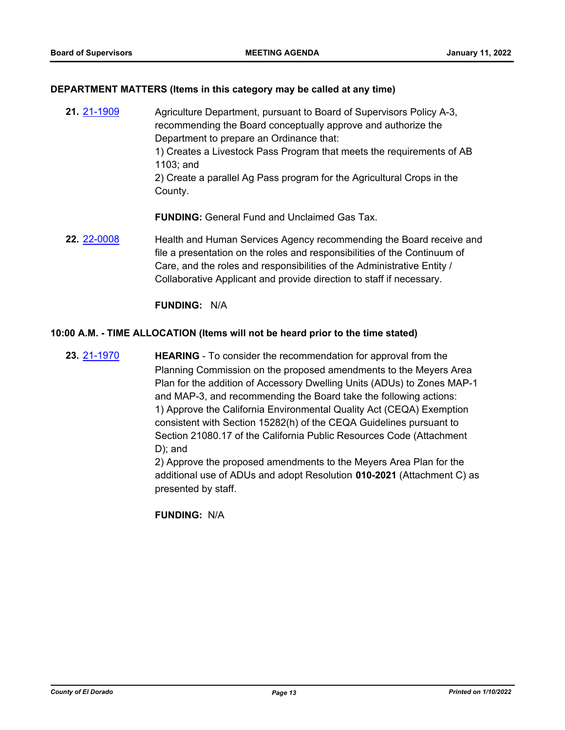### DEPARTMENT MATTERS (Items in this category may be called at any time)

**21.** 21-1909 Agriculture Department, pursuant to Board of Supervisors Policy A-3, recommending the Board conceptually approve and authorize the Department to prepare an Ordinance that:
1) Creates a Livestock Pass Program that meets the requirements of AB 1103; and
2) Create a parallel Ag Pass program for the Agricultural Crops in the County.

**FUNDING:** General Fund and Unclaimed Gas Tax.

**22.** 22-0008 Health and Human Services Agency recommending the Board receive and file a presentation on the roles and responsibilities of the Continuum of Care, and the roles and responsibilities of the Administrative Entity / Collaborative Applicant and provide direction to staff if necessary.

**FUNDING:** N/A

### 10:00 A.M. - TIME ALLOCATION (Items will not be heard prior to the time stated)

**23.** 21-1970 **HEARING** - To consider the recommendation for approval from the Planning Commission on the proposed amendments to the Meyers Area Plan for the addition of Accessory Dwelling Units (ADUs) to Zones MAP-1 and MAP-3, and recommending the Board take the following actions:
1) Approve the California Environmental Quality Act (CEQA) Exemption consistent with Section 15282(h) of the CEQA Guidelines pursuant to Section 21080.17 of the California Public Resources Code (Attachment D); and
2) Approve the proposed amendments to the Meyers Area Plan for the additional use of ADUs and adopt Resolution **010-2021** (Attachment C) as presented by staff.

**FUNDING:** N/A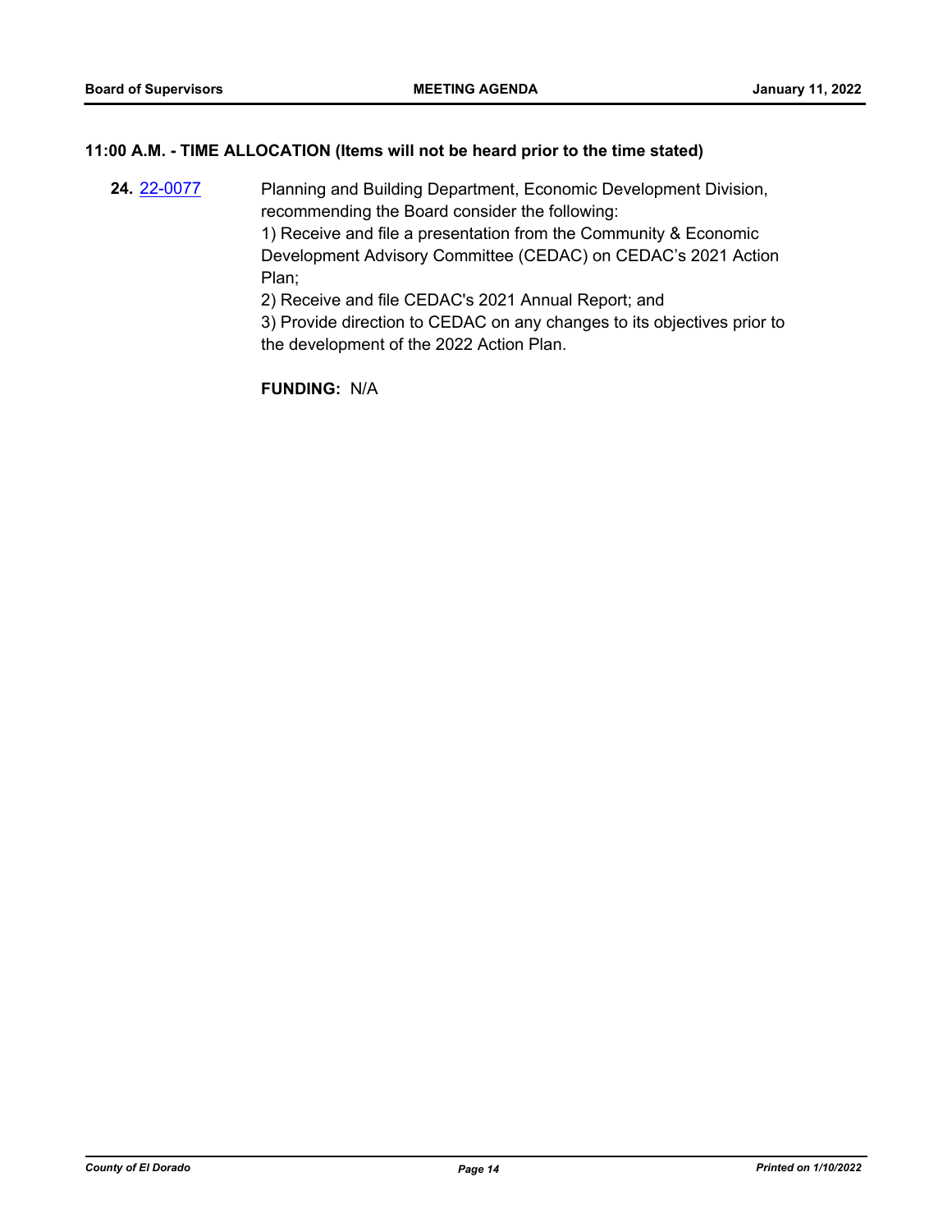**11:00 A.M. - TIME ALLOCATION (Items will not be heard prior to the time stated)**

**24.** [22-0077](22-0077) Planning and Building Department, Economic Development Division, recommending the Board consider the following:

1) Receive and file a presentation from the Community & Economic Development Advisory Committee (CEDAC) on CEDAC's 2021 Action Plan;

2) Receive and file CEDAC's 2021 Annual Report; and

3) Provide direction to CEDAC on any changes to its objectives prior to the development of the 2022 Action Plan.

**FUNDING:** N/A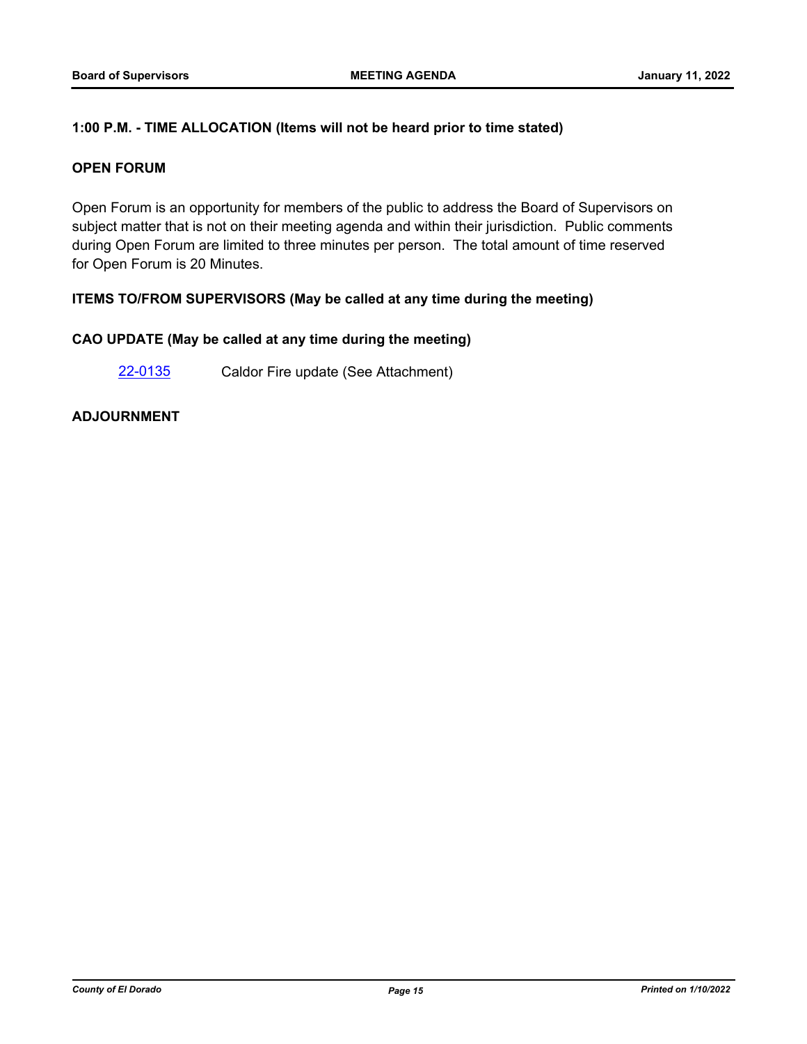**1:00 P.M. - TIME ALLOCATION (Items will not be heard prior to time stated)**

**OPEN FORUM**

Open Forum is an opportunity for members of the public to address the Board of Supervisors on subject matter that is not on their meeting agenda and within their jurisdiction. Public comments during Open Forum are limited to three minutes per person. The total amount of time reserved for Open Forum is 20 Minutes.

**ITEMS TO/FROM SUPERVISORS (May be called at any time during the meeting)**

**CAO UPDATE (May be called at any time during the meeting)**

22-0135 Caldor Fire update (See Attachment)

**ADJOURNMENT**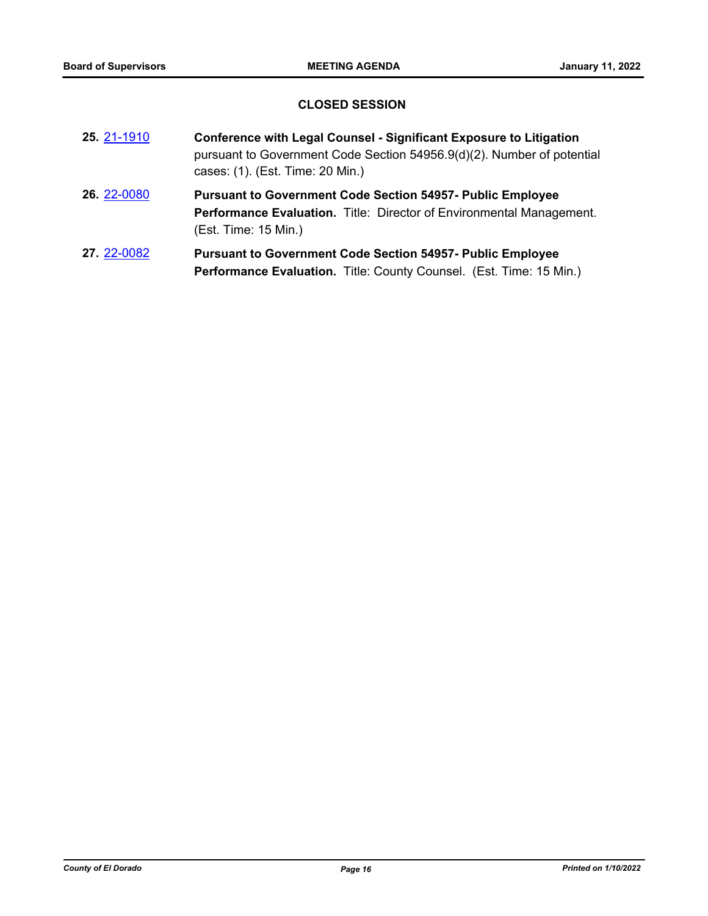## CLOSED SESSION

**25.** 21-1910 **Conference with Legal Counsel - Significant Exposure to Litigation** pursuant to Government Code Section 54956.9(d)(2). Number of potential cases: (1). (Est. Time: 20 Min.)

**26.** 22-0080 **Pursuant to Government Code Section 54957- Public Employee Performance Evaluation.** Title: Director of Environmental Management. (Est. Time: 15 Min.)

**27.** 22-0082 **Pursuant to Government Code Section 54957- Public Employee Performance Evaluation.** Title: County Counsel. (Est. Time: 15 Min.)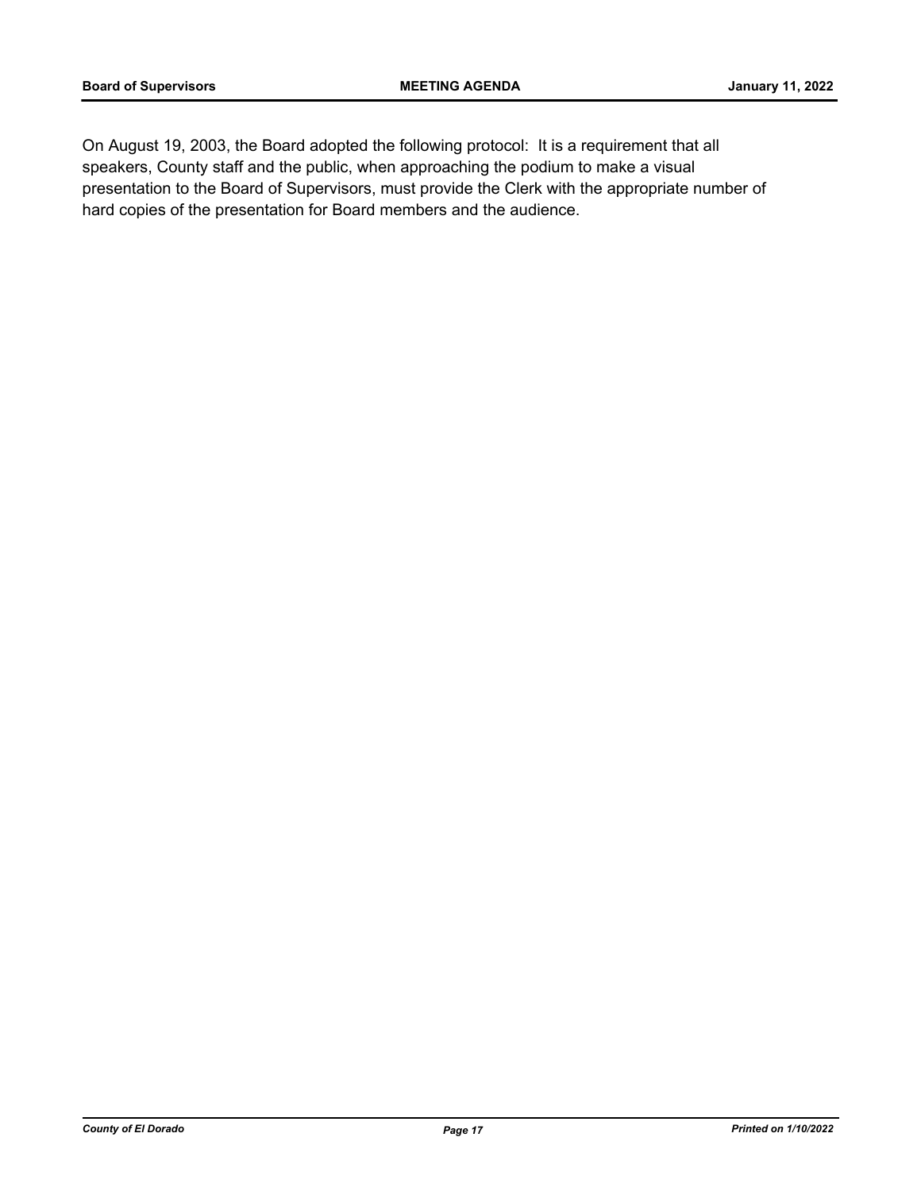On August 19, 2003, the Board adopted the following protocol: It is a requirement that all speakers, County staff and the public, when approaching the podium to make a visual presentation to the Board of Supervisors, must provide the Clerk with the appropriate number of hard copies of the presentation for Board members and the audience.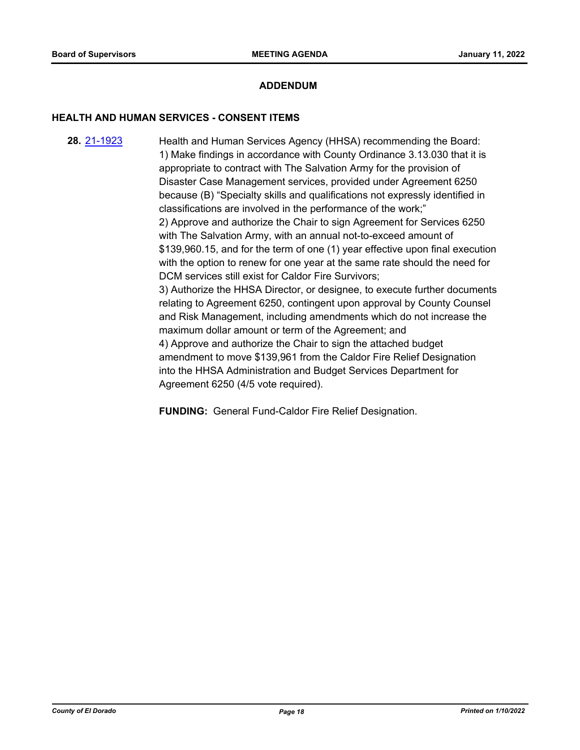## ADDENDUM

### HEALTH AND HUMAN SERVICES - CONSENT ITEMS

**28.** 21-1923 Health and Human Services Agency (HHSA) recommending the Board:

1) Make findings in accordance with County Ordinance 3.13.030 that it is appropriate to contract with The Salvation Army for the provision of Disaster Case Management services, provided under Agreement 6250 because (B) "Specialty skills and qualifications not expressly identified in classifications are involved in the performance of the work;"
2) Approve and authorize the Chair to sign Agreement for Services 6250 with The Salvation Army, with an annual not-to-exceed amount of $139,960.15, and for the term of one (1) year effective upon final execution with the option to renew for one year at the same rate should the need for DCM services still exist for Caldor Fire Survivors;
3) Authorize the HHSA Director, or designee, to execute further documents relating to Agreement 6250, contingent upon approval by County Counsel and Risk Management, including amendments which do not increase the maximum dollar amount or term of the Agreement; and
4) Approve and authorize the Chair to sign the attached budget amendment to move $139,961 from the Caldor Fire Relief Designation into the HHSA Administration and Budget Services Department for Agreement 6250 (4/5 vote required).

**FUNDING:** General Fund-Caldor Fire Relief Designation.